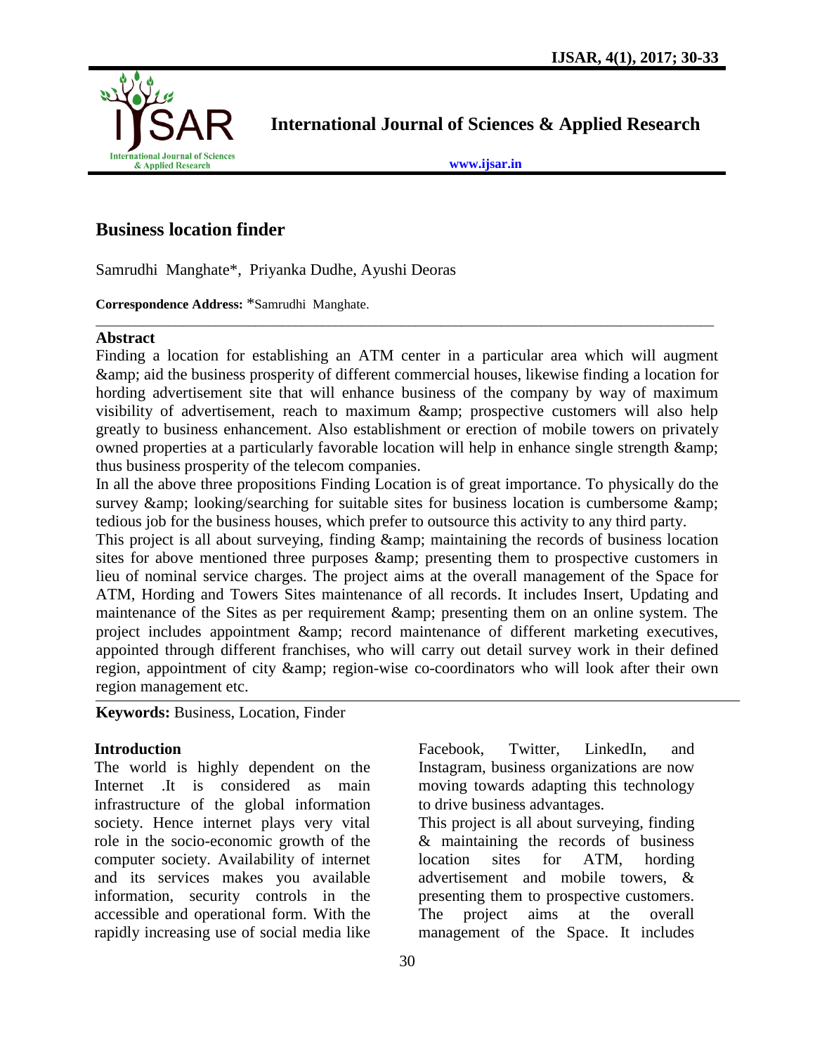# International Journal of Sciences & Applied Research

www.ijsar.in

## Business location finder

Samrudhi Manghate*, Priyanka Dudhe, Ayushi Deoras

**Correspondence Address:** *Samrudhi Manghate.

### Abstract

Finding a location for establishing an ATM center in a particular area which will augment &amp; aid the business prosperity of different commercial houses, likewise finding a location for hording advertisement site that will enhance business of the company by way of maximum visibility of advertisement, reach to maximum &amp; prospective customers will also help greatly to business enhancement. Also establishment or erection of mobile towers on privately owned properties at a particularly favorable location will help in enhance single strength &amp; thus business prosperity of the telecom companies.

In all the above three propositions Finding Location is of great importance. To physically do the survey &amp; looking/searching for suitable sites for business location is cumbersome &amp; tedious job for the business houses, which prefer to outsource this activity to any third party.

This project is all about surveying, finding &amp; maintaining the records of business location sites for above mentioned three purposes &amp; presenting them to prospective customers in lieu of nominal service charges. The project aims at the overall management of the Space for ATM, Hording and Towers Sites maintenance of all records. It includes Insert, Updating and maintenance of the Sites as per requirement &amp; presenting them on an online system. The project includes appointment &amp; record maintenance of different marketing executives, appointed through different franchises, who will carry out detail survey work in their defined region, appointment of city &amp; region-wise co-coordinators who will look after their own region management etc.

**Keywords:** Business, Location, Finder

### Introduction

The world is highly dependent on the Internet .It is considered as main infrastructure of the global information society. Hence internet plays very vital role in the socio-economic growth of the computer society. Availability of internet and its services makes you available information, security controls in the accessible and operational form. With the rapidly increasing use of social media like Facebook, Twitter, LinkedIn, and Instagram, business organizations are now moving towards adapting this technology to drive business advantages.

This project is all about surveying, finding & maintaining the records of business location sites for ATM, hording advertisement and mobile towers, & presenting them to prospective customers. The project aims at the overall management of the Space. It includes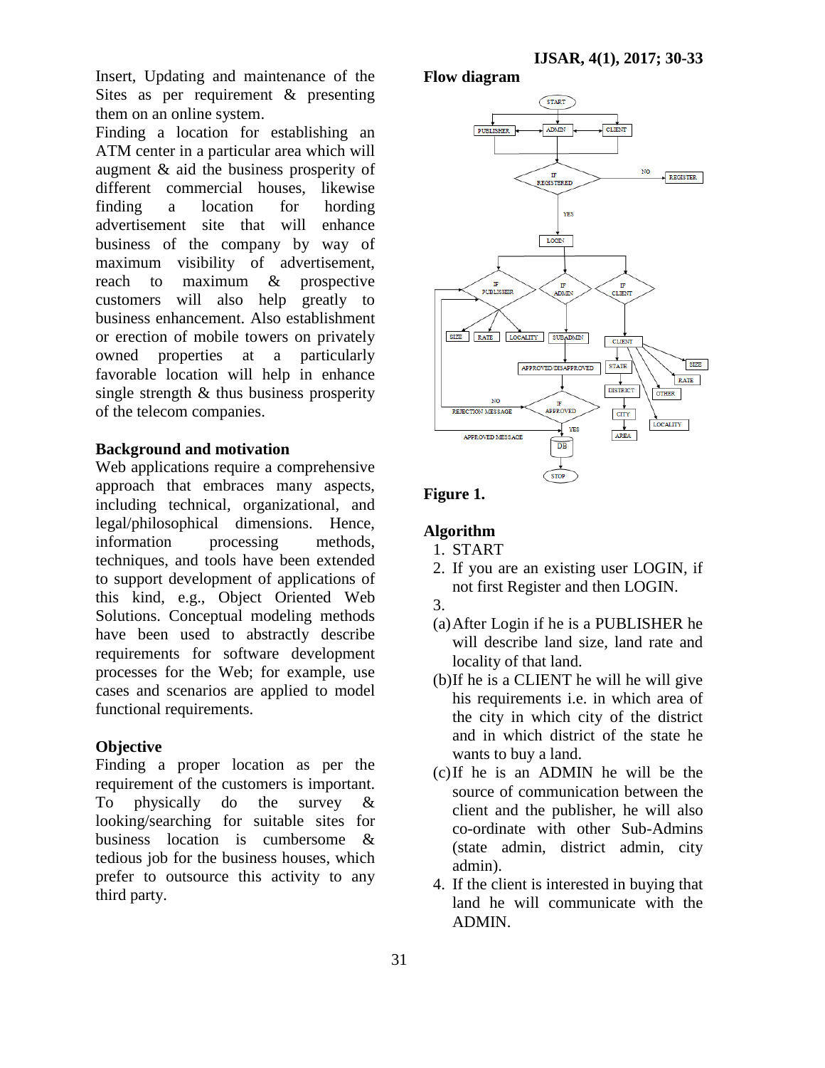Insert, Updating and maintenance of the Sites as per requirement & presenting them on an online system.

Finding a location for establishing an ATM center in a particular area which will augment & aid the business prosperity of different commercial houses, likewise finding a location for hording advertisement site that will enhance business of the company by way of maximum visibility of advertisement, reach to maximum & prospective customers will also help greatly to business enhancement. Also establishment or erection of mobile towers on privately owned properties at a particularly favorable location will help in enhance single strength & thus business prosperity of the telecom companies.

### Background and motivation

Web applications require a comprehensive approach that embraces many aspects, including technical, organizational, and legal/philosophical dimensions. Hence, information processing methods, techniques, and tools have been extended to support development of applications of this kind, e.g., Object Oriented Web Solutions. Conceptual modeling methods have been used to abstractly describe requirements for software development processes for the Web; for example, use cases and scenarios are applied to model functional requirements.

### Objective

Finding a proper location as per the requirement of the customers is important. To physically do the survey & looking/searching for suitable sites for business location is cumbersome & tedious job for the business houses, which prefer to outsource this activity to any third party.

### Flow diagram

**Figure 1.**

### Algorithm

1. START
2. If you are an existing user LOGIN, if not first Register and then LOGIN.
3. 

(a) After Login if he is a PUBLISHER he will describe land size, land rate and locality of that land.

(b) If he is a CLIENT he will he will give his requirements i.e. in which area of the city in which city of the district and in which district of the state he wants to buy a land.

(c) If he is an ADMIN he will be the source of communication between the client and the publisher, he will also co-ordinate with other Sub-Admins (state admin, district admin, city admin).

4. If the client is interested in buying that land he will communicate with the ADMIN.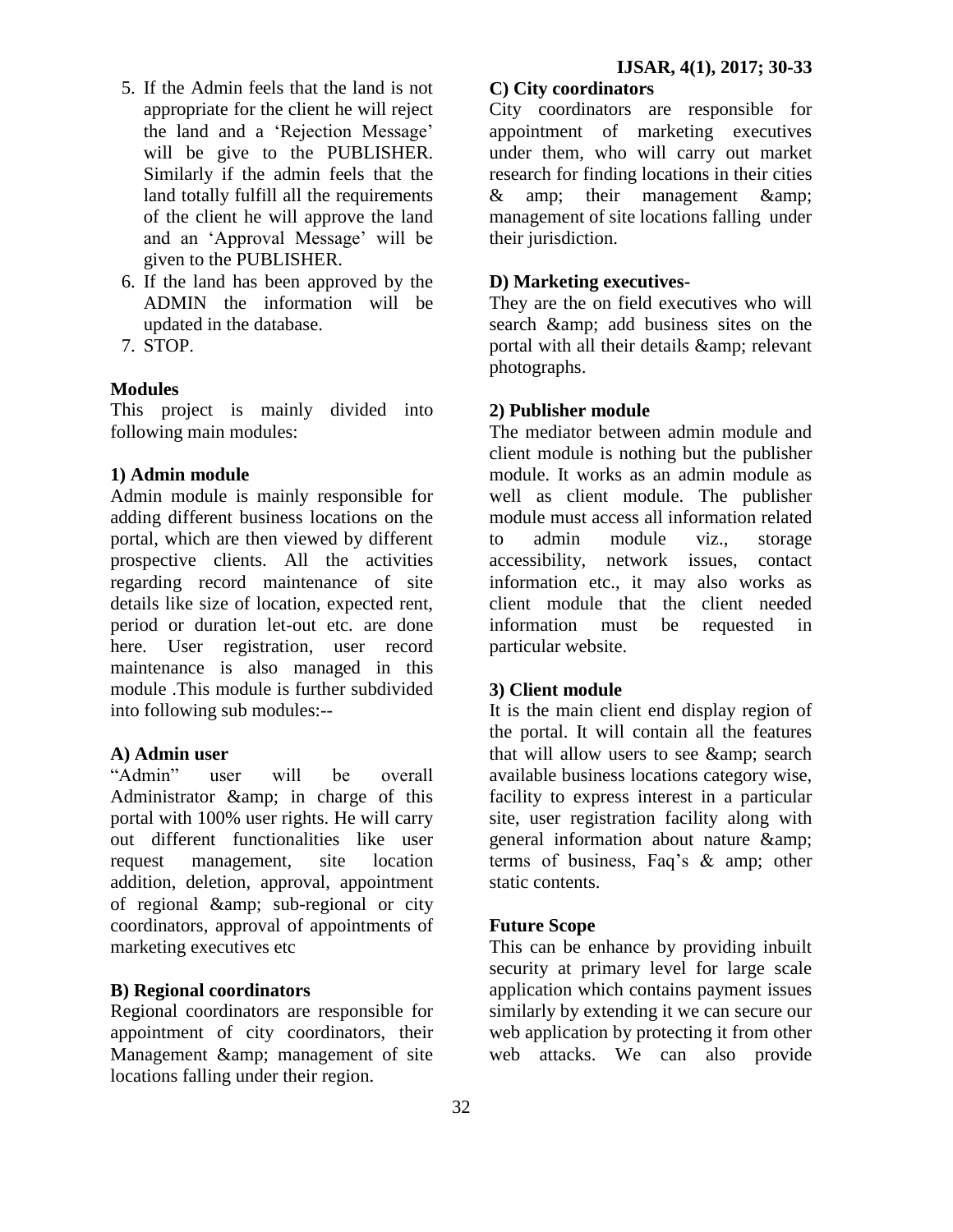5. If the Admin feels that the land is not appropriate for the client he will reject the land and a 'Rejection Message' will be give to the PUBLISHER. Similarly if the admin feels that the land totally fulfill all the requirements of the client he will approve the land and an 'Approval Message' will be given to the PUBLISHER.
6. If the land has been approved by the ADMIN the information will be updated in the database.
7. STOP.

**Modules**

This project is mainly divided into following main modules:

**1) Admin module**

Admin module is mainly responsible for adding different business locations on the portal, which are then viewed by different prospective clients. All the activities regarding record maintenance of site details like size of location, expected rent, period or duration let-out etc. are done here. User registration, user record maintenance is also managed in this module .This module is further subdivided into following sub modules:--

**A) Admin user**

"Admin" user will be overall Administrator &amp; in charge of this portal with 100% user rights. He will carry out different functionalities like user request management, site location addition, deletion, approval, appointment of regional &amp; sub-regional or city coordinators, approval of appointments of marketing executives etc

**B) Regional coordinators**

Regional coordinators are responsible for appointment of city coordinators, their Management &amp; management of site locations falling under their region.

**C) City coordinators**

City coordinators are responsible for appointment of marketing executives under them, who will carry out market research for finding locations in their cities & amp; their management &amp; management of site locations falling under their jurisdiction.

**D) Marketing executives-**

They are the on field executives who will search &amp; add business sites on the portal with all their details &amp; relevant photographs.

**2) Publisher module**

The mediator between admin module and client module is nothing but the publisher module. It works as an admin module as well as client module. The publisher module must access all information related to admin module viz., storage accessibility, network issues, contact information etc., it may also works as client module that the client needed information must be requested in particular website.

**3) Client module**

It is the main client end display region of the portal. It will contain all the features that will allow users to see &amp; search available business locations category wise, facility to express interest in a particular site, user registration facility along with general information about nature &amp; terms of business, Faq's & amp; other static contents.

**Future Scope**

This can be enhance by providing inbuilt security at primary level for large scale application which contains payment issues similarly by extending it we can secure our web application by protecting it from other web attacks. We can also provide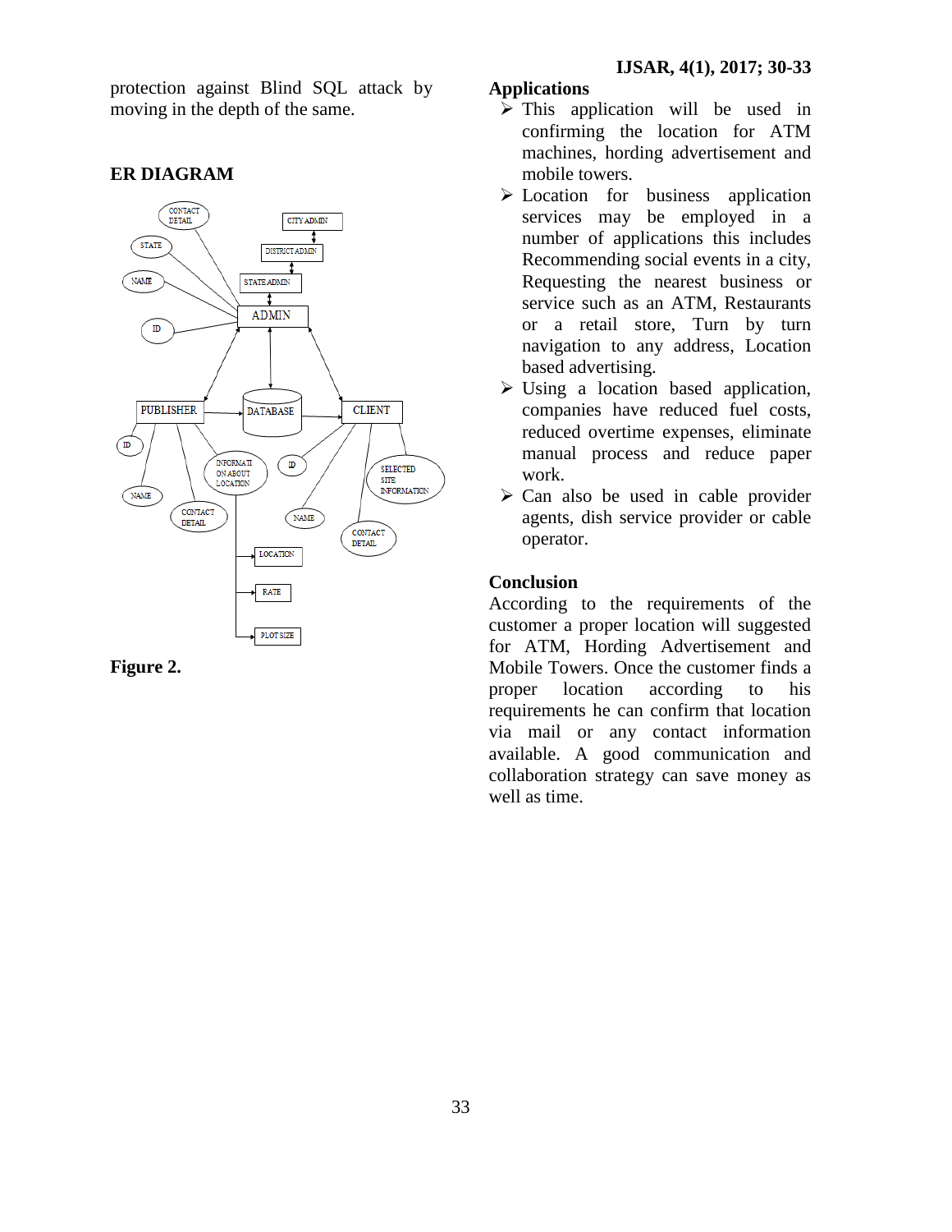protection against Blind SQL attack by moving in the depth of the same.

## ER DIAGRAM

CONTACT DETAIL
STATE
NAME
ID
CITY ADMIN
DISTRICT ADMIN
STATE ADMIN
ADMIN
PUBLISHER
DATABASE
CLIENT
ID
NAME
CONTACT DETAIL
INFORMATI ON ABOUT LOCATION
ID
NAME
CONTACT DETAIL
SELECTED SITE INFORMATION
LOCATION
RATE
PLOT SIZE

**Figure 2.**

## Applications

- This application will be used in confirming the location for ATM machines, hording advertisement and mobile towers.
- Location for business application services may be employed in a number of applications this includes Recommending social events in a city, Requesting the nearest business or service such as an ATM, Restaurants or a retail store, Turn by turn navigation to any address, Location based advertising.
- Using a location based application, companies have reduced fuel costs, reduced overtime expenses, eliminate manual process and reduce paper work.
- Can also be used in cable provider agents, dish service provider or cable operator.

## Conclusion

According to the requirements of the customer a proper location will suggested for ATM, Hording Advertisement and Mobile Towers. Once the customer finds a proper location according to his requirements he can confirm that location via mail or any contact information available. A good communication and collaboration strategy can save money as well as time.